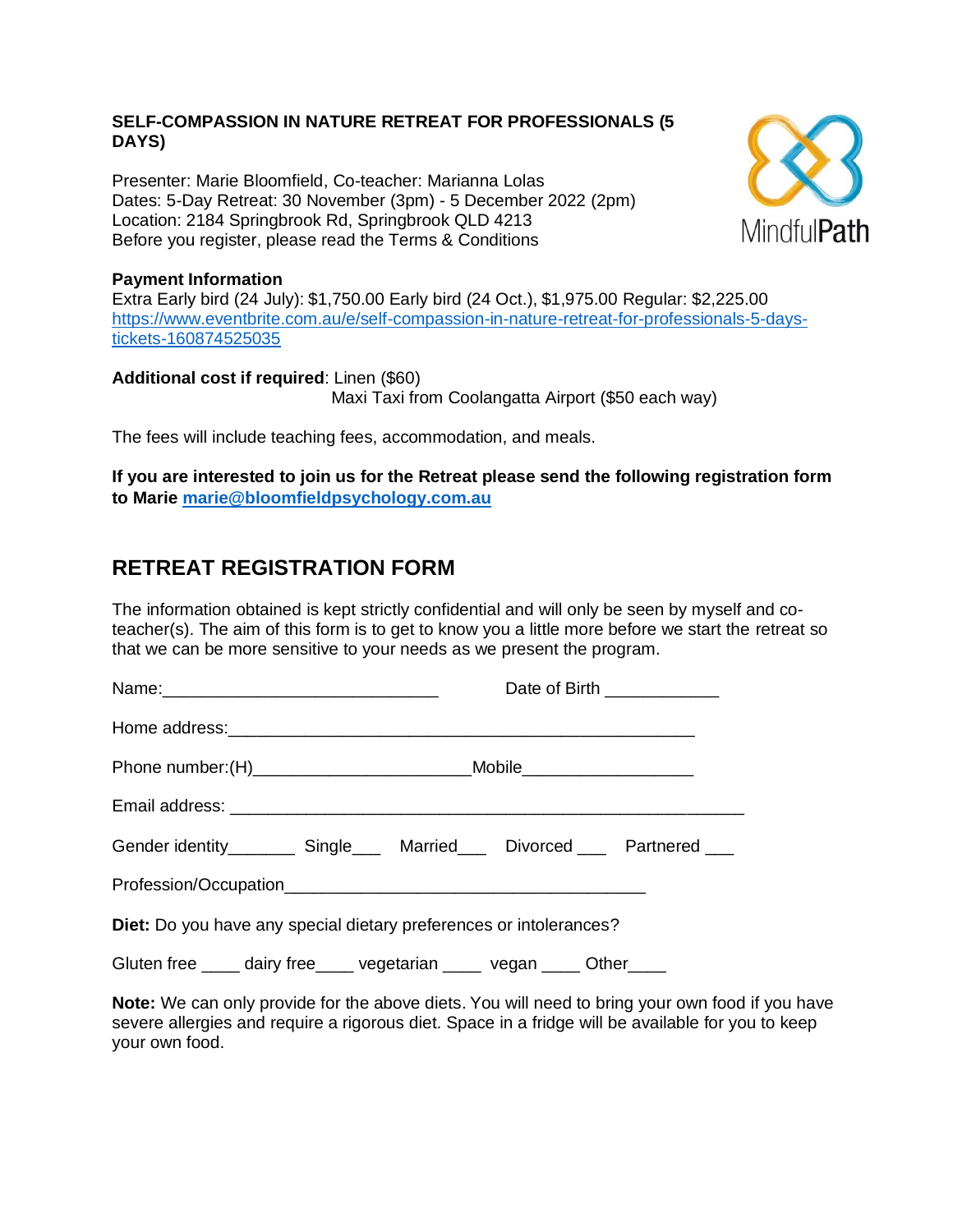**SELF-COMPASSION IN NATURE RETREAT FOR PROFESSIONALS (5 DAYS)**

MindfulPath

Presenter: Marie Bloomfield, Co-teacher: Marianna Lolas
Dates: 5-Day Retreat: 30 November (3pm) - 5 December 2022 (2pm)
Location: 2184 Springbrook Rd, Springbrook QLD 4213
Before you register, please read the Terms & Conditions

**Payment Information**
Extra Early bird (24 July): $1,750.00 Early bird (24 Oct.), $1,975.00 Regular: $2,225.00
https://www.eventbrite.com.au/e/self-compassion-in-nature-retreat-for-professionals-5-days-tickets-160874525035

**Additional cost if required**: Linen ($60)
Maxi Taxi from Coolangatta Airport ($50 each way)

The fees will include teaching fees, accommodation, and meals.

**If you are interested to join us for the Retreat please send the following registration form to Marie marie@bloomfieldpsychology.com.au**

## RETREAT REGISTRATION FORM

The information obtained is kept strictly confidential and will only be seen by myself and co-teacher(s). The aim of this form is to get to know you a little more before we start the retreat so that we can be more sensitive to your needs as we present the program.

Name:\_\_\_\_\_\_\_\_\_\_\_\_\_\_\_\_\_\_\_\_\_\_\_\_\_\_\_\_\_\_ Date of Birth \_\_\_\_\_\_\_\_\_\_\_\_

Home address:\_\_\_\_\_\_\_\_\_\_\_\_\_\_\_\_\_\_\_\_\_\_\_\_\_\_\_\_\_\_\_\_\_\_\_\_\_\_\_\_\_\_\_\_\_\_\_\_\_\_\_

Phone number:(H)\_\_\_\_\_\_\_\_\_\_\_\_\_\_\_\_\_\_\_\_\_\_\_Mobile\_\_\_\_\_\_\_\_\_\_\_\_\_\_\_\_\_\_

Email address: \_\_\_\_\_\_\_\_\_\_\_\_\_\_\_\_\_\_\_\_\_\_\_\_\_\_\_\_\_\_\_\_\_\_\_\_\_\_\_\_\_\_\_\_\_\_\_\_\_\_\_\_\_

Gender identity\_\_\_\_\_\_\_ Single\_\_\_ Married\_\_\_ Divorced \_\_\_ Partnered \_\_\_

Profession/Occupation\_\_\_\_\_\_\_\_\_\_\_\_\_\_\_\_\_\_\_\_\_\_\_\_\_\_\_\_\_\_\_\_\_\_\_\_\_\_\_

**Diet:** Do you have any special dietary preferences or intolerances?

Gluten free \_\_\_\_ dairy free\_\_\_\_ vegetarian \_\_\_\_ vegan \_\_\_\_ Other\_\_\_\_

**Note:** We can only provide for the above diets. You will need to bring your own food if you have severe allergies and require a rigorous diet. Space in a fridge will be available for you to keep your own food.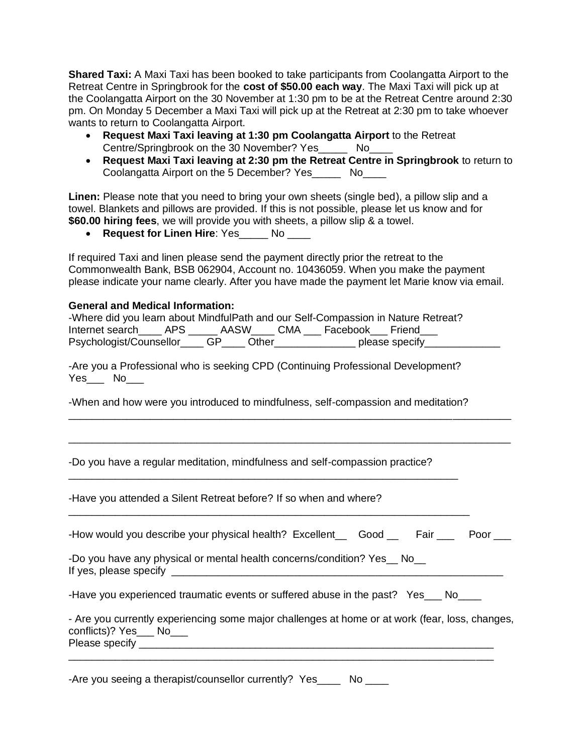**Shared Taxi:** A Maxi Taxi has been booked to take participants from Coolangatta Airport to the Retreat Centre in Springbrook for the **cost of $50.00 each way**. The Maxi Taxi will pick up at the Coolangatta Airport on the 30 November at 1:30 pm to be at the Retreat Centre around 2:30 pm. On Monday 5 December a Maxi Taxi will pick up at the Retreat at 2:30 pm to take whoever wants to return to Coolangatta Airport.

- **Request Maxi Taxi leaving at 1:30 pm Coolangatta Airport** to the Retreat Centre/Springbrook on the 30 November? Yes_____ No____
- **Request Maxi Taxi leaving at 2:30 pm the Retreat Centre in Springbrook** to return to Coolangatta Airport on the 5 December? Yes_____ No____

**Linen:** Please note that you need to bring your own sheets (single bed), a pillow slip and a towel. Blankets and pillows are provided. If this is not possible, please let us know and for **$60.00 hiring fees**, we will provide you with sheets, a pillow slip & a towel.

- **Request for Linen Hire**: Yes_____ No ____

If required Taxi and linen please send the payment directly prior the retreat to the Commonwealth Bank, BSB 062904, Account no. 10436059. When you make the payment please indicate your name clearly. After you have made the payment let Marie know via email.

**General and Medical Information:**

-Where did you learn about MindfulPath and our Self-Compassion in Nature Retreat?
Internet search____ APS _____ AASW____ CMA ___ Facebook___ Friend___
Psychologist/Counsellor____ GP____ Other______________ please specify_____________

-Are you a Professional who is seeking CPD (Continuing Professional Development?
Yes___ No___

-When and how were you introduced to mindfulness, self-compassion and meditation?
______________________________________________________________________________

______________________________________________________________________________

-Do you have a regular meditation, mindfulness and self-compassion practice?
______________________________________________________________________

-Have you attended a Silent Retreat before? If so when and where?
________________________________________________________________________

-How would you describe your physical health? Excellent__ Good __ Fair ___ Poor ___

-Do you have any physical or mental health concerns/condition? Yes__ No__
If yes, please specify ___________________________________________________________

-Have you experienced traumatic events or suffered abuse in the past? Yes___ No____

- Are you currently experiencing some major challenges at home or at work (fear, loss, changes, conflicts)? Yes___ No___
Please specify _______________________________________________________________
_____________________________________________________________________________

-Are you seeing a therapist/counsellor currently? Yes____ No ____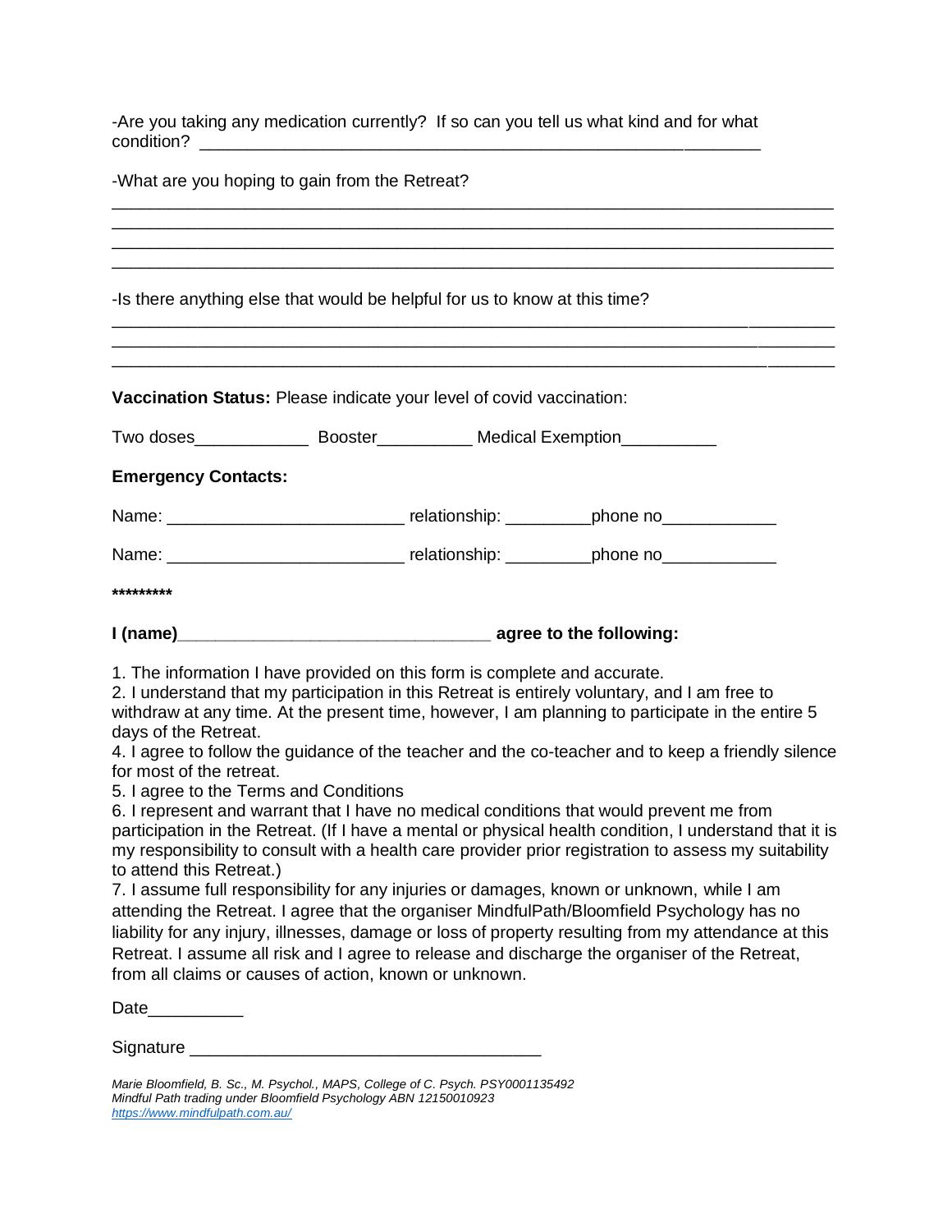-Are you taking any medication currently? If so can you tell us what kind and for what condition? ____________________________________________________________

-What are you hoping to gain from the Retreat?

____________________________________________________________________________
____________________________________________________________________________
____________________________________________________________________________
____________________________________________________________________________

-Is there anything else that would be helpful for us to know at this time?

____________________________________________________________________________
____________________________________________________________________________
____________________________________________________________________________

**Vaccination Status:** Please indicate your level of covid vaccination:

Two doses____________ Booster__________ Medical Exemption__________

**Emergency Contacts:**

Name: ________________________ relationship: _________phone no____________

Name: ________________________ relationship: _________phone no____________

**\*\*\*\*\*\*\*\*\***

**I (name)________________________________ agree to the following:**

1. The information I have provided on this form is complete and accurate.
2. I understand that my participation in this Retreat is entirely voluntary, and I am free to withdraw at any time. At the present time, however, I am planning to participate in the entire 5 days of the Retreat.
4. I agree to follow the guidance of the teacher and the co-teacher and to keep a friendly silence for most of the retreat.
5. I agree to the Terms and Conditions
6. I represent and warrant that I have no medical conditions that would prevent me from participation in the Retreat. (If I have a mental or physical health condition, I understand that it is my responsibility to consult with a health care provider prior registration to assess my suitability to attend this Retreat.)
7. I assume full responsibility for any injuries or damages, known or unknown, while I am attending the Retreat. I agree that the organiser MindfulPath/Bloomfield Psychology has no liability for any injury, illnesses, damage or loss of property resulting from my attendance at this Retreat. I assume all risk and I agree to release and discharge the organiser of the Retreat, from all claims or causes of action, known or unknown.

Date__________

Signature ____________________________________

*Marie Bloomfield, B. Sc., M. Psychol., MAPS, College of C. Psych. PSY0001135492*
*Mindful Path trading under Bloomfield Psychology ABN 12150010923*
*https://www.mindfulpath.com.au/*